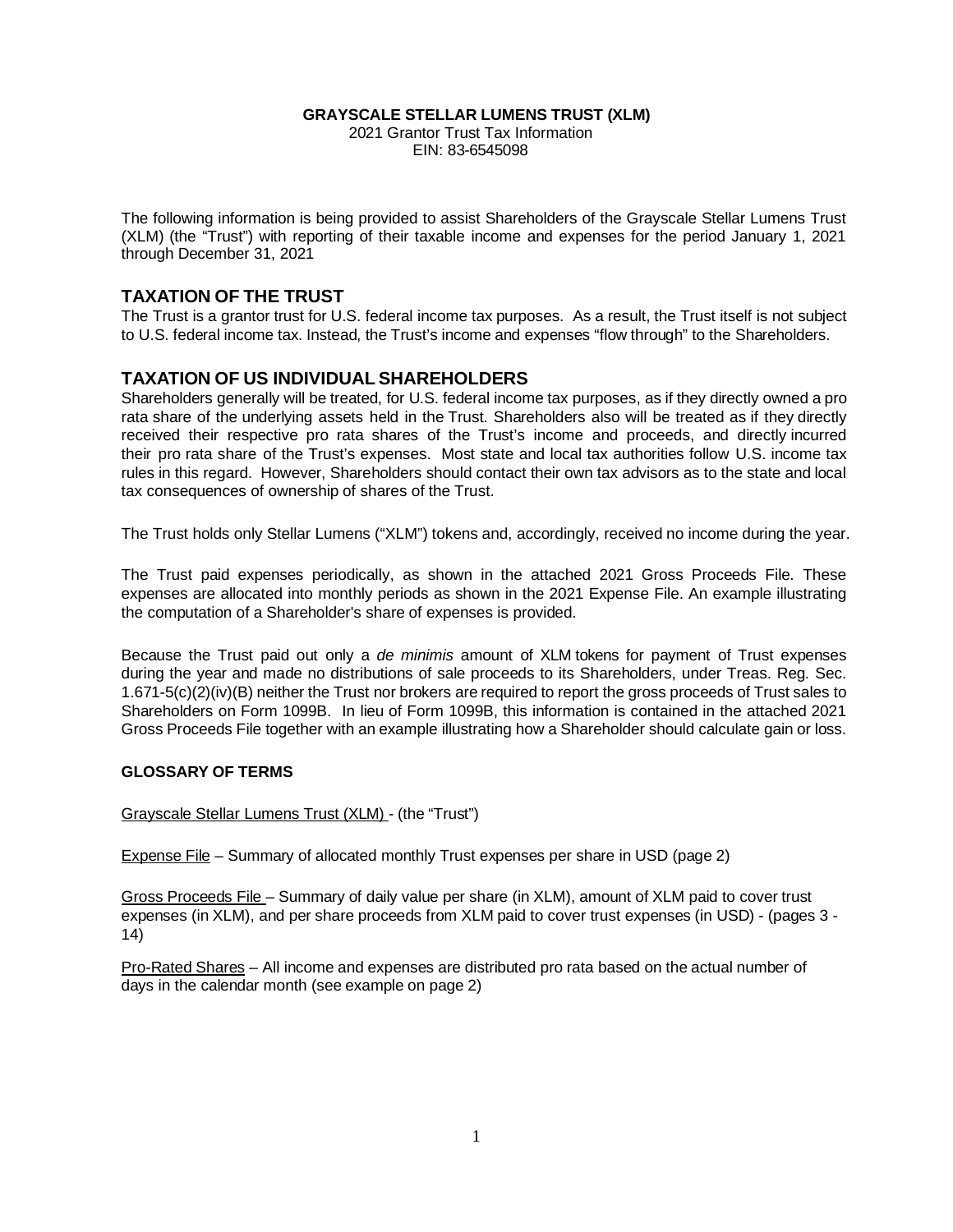**GRAYSCALE STELLAR LUMENS TRUST (XLM)**
2021 Grantor Trust Tax Information
EIN: 83-6545098

The following information is being provided to assist Shareholders of the Grayscale Stellar Lumens Trust (XLM) (the "Trust") with reporting of their taxable income and expenses for the period January 1, 2021 through December 31, 2021

## TAXATION OF THE TRUST

The Trust is a grantor trust for U.S. federal income tax purposes. As a result, the Trust itself is not subject to U.S. federal income tax. Instead, the Trust's income and expenses "flow through" to the Shareholders.

## TAXATION OF US INDIVIDUAL SHAREHOLDERS

Shareholders generally will be treated, for U.S. federal income tax purposes, as if they directly owned a pro rata share of the underlying assets held in the Trust. Shareholders also will be treated as if they directly received their respective pro rata shares of the Trust's income and proceeds, and directly incurred their pro rata share of the Trust's expenses. Most state and local tax authorities follow U.S. income tax rules in this regard. However, Shareholders should contact their own tax advisors as to the state and local tax consequences of ownership of shares of the Trust.

The Trust holds only Stellar Lumens ("XLM") tokens and, accordingly, received no income during the year.

The Trust paid expenses periodically, as shown in the attached 2021 Gross Proceeds File. These expenses are allocated into monthly periods as shown in the 2021 Expense File. An example illustrating the computation of a Shareholder's share of expenses is provided.

Because the Trust paid out only a *de minimis* amount of XLM tokens for payment of Trust expenses during the year and made no distributions of sale proceeds to its Shareholders, under Treas. Reg. Sec. 1.671-5(c)(2)(iv)(B) neither the Trust nor brokers are required to report the gross proceeds of Trust sales to Shareholders on Form 1099B. In lieu of Form 1099B, this information is contained in the attached 2021 Gross Proceeds File together with an example illustrating how a Shareholder should calculate gain or loss.

### GLOSSARY OF TERMS

Grayscale Stellar Lumens Trust (XLM) - (the "Trust")

Expense File – Summary of allocated monthly Trust expenses per share in USD (page 2)

Gross Proceeds File – Summary of daily value per share (in XLM), amount of XLM paid to cover trust expenses (in XLM), and per share proceeds from XLM paid to cover trust expenses (in USD) - (pages 3 - 14)

Pro-Rated Shares – All income and expenses are distributed pro rata based on the actual number of days in the calendar month (see example on page 2)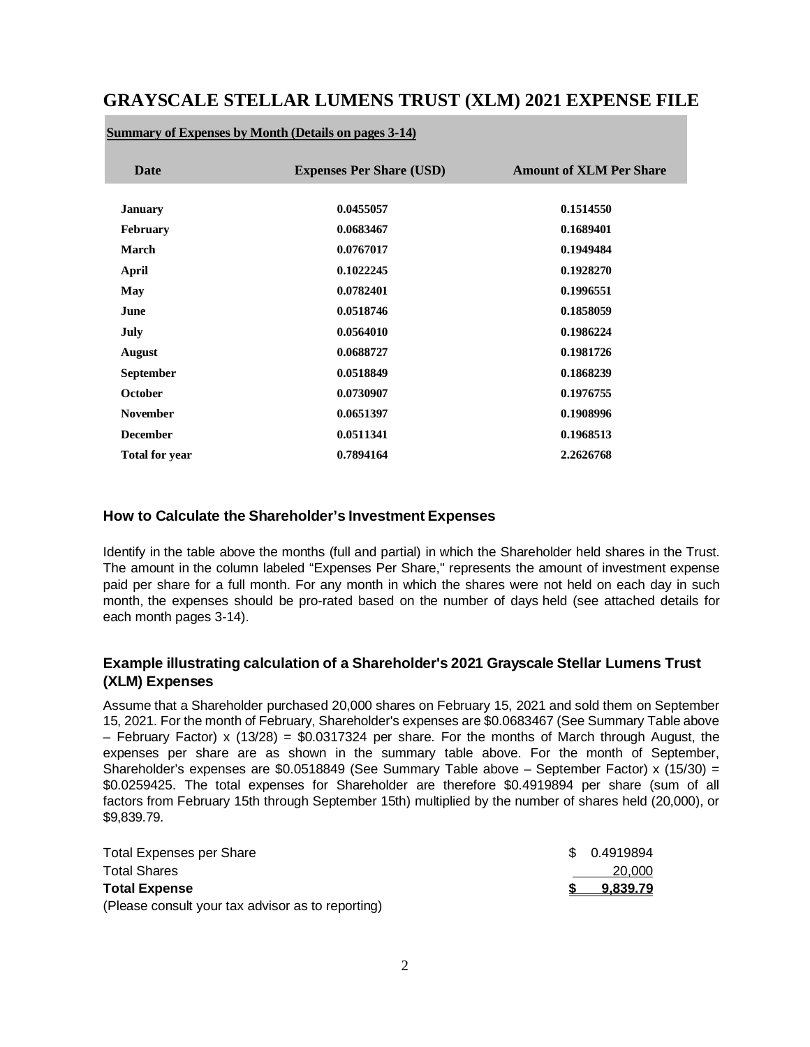# GRAYSCALE STELLAR LUMENS TRUST (XLM) 2021 EXPENSE FILE

**Summary of Expenses by Month (Details on pages 3-14)**

| Date | Expenses Per Share (USD) | Amount of XLM Per Share |
|---|---|---|
| **January** | **0.0455057** | **0.1514550** |
| **February** | **0.0683467** | **0.1689401** |
| **March** | **0.0767017** | **0.1949484** |
| **April** | **0.1022245** | **0.1928270** |
| **May** | **0.0782401** | **0.1996551** |
| **June** | **0.0518746** | **0.1858059** |
| **July** | **0.0564010** | **0.1986224** |
| **August** | **0.0688727** | **0.1981726** |
| **September** | **0.0518849** | **0.1868239** |
| **October** | **0.0730907** | **0.1976755** |
| **November** | **0.0651397** | **0.1908996** |
| **December** | **0.0511341** | **0.1968513** |
| **Total for year** | **0.7894164** | **2.2626768** |

### How to Calculate the Shareholder's Investment Expenses

Identify in the table above the months (full and partial) in which the Shareholder held shares in the Trust. The amount in the column labeled "Expenses Per Share," represents the amount of investment expense paid per share for a full month. For any month in which the shares were not held on each day in such month, the expenses should be pro-rated based on the number of days held (see attached details for each month pages 3-14).

### Example illustrating calculation of a Shareholder's 2021 Grayscale Stellar Lumens Trust (XLM) Expenses

Assume that a Shareholder purchased 20,000 shares on February 15, 2021 and sold them on September 15, 2021. For the month of February, Shareholder's expenses are $0.0683467 (See Summary Table above – February Factor) x (13/28) = $0.0317324 per share. For the months of March through August, the expenses per share are as shown in the summary table above. For the month of September, Shareholder's expenses are $0.0518849 (See Summary Table above – September Factor) x (15/30) = $0.0259425. The total expenses for Shareholder are therefore $0.4919894 per share (sum of all factors from February 15th through September 15th) multiplied by the number of shares held (20,000), or $9,839.79.

| | |
|---|---|
| Total Expenses per Share | $ 0.4919894 |
| Total Shares | 20,000 |
| **Total Expense** | **$ 9,839.79** |

(Please consult your tax advisor as to reporting)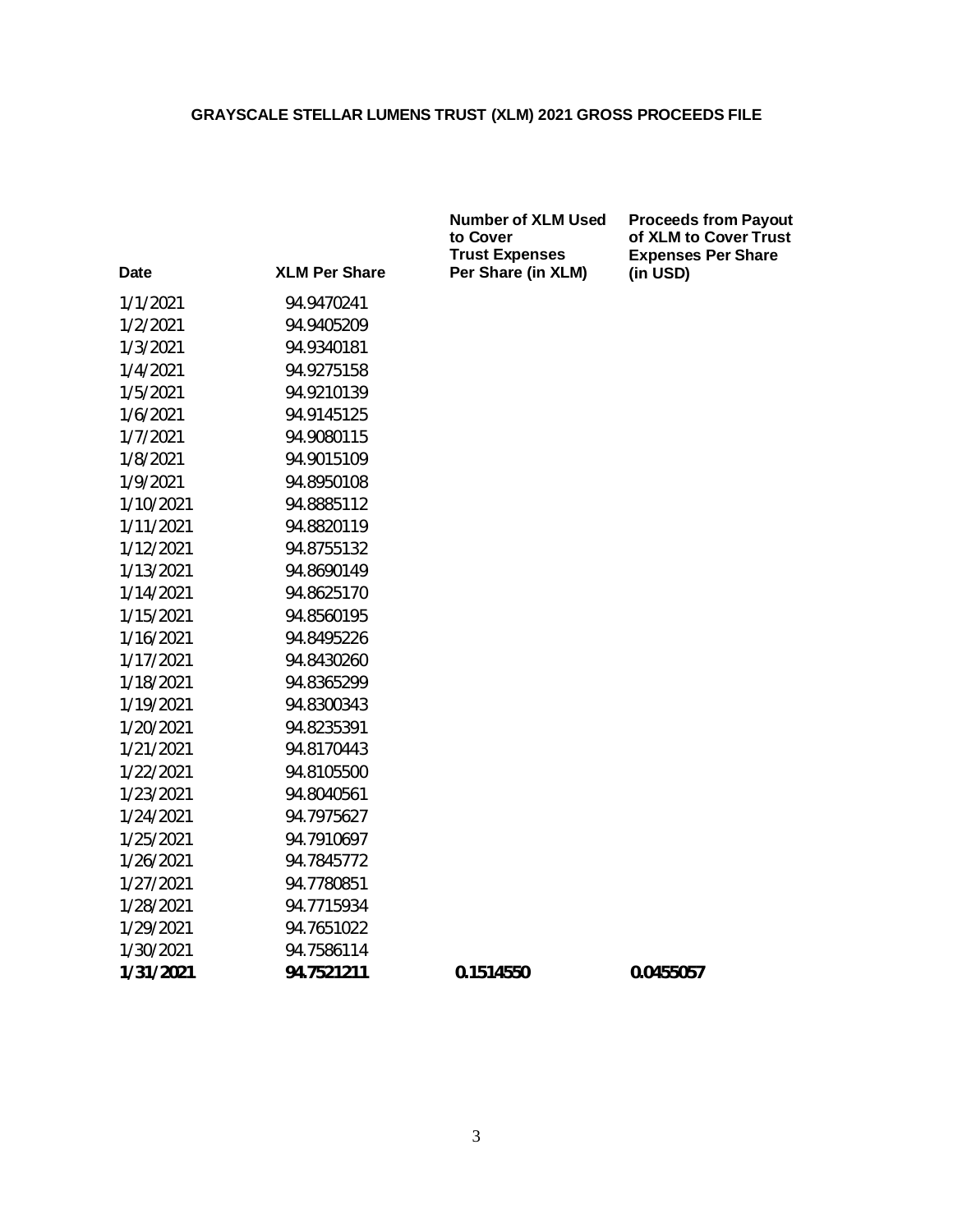**GRAYSCALE STELLAR LUMENS TRUST (XLM) 2021 GROSS PROCEEDS FILE**

| Date | XLM Per Share | Number of XLM Used to Cover Trust Expenses Per Share (in XLM) | Proceeds from Payout of XLM to Cover Trust Expenses Per Share (in USD) |
|---|---|---|---|
| 1/1/2021 | 94.9470241 | | |
| 1/2/2021 | 94.9405209 | | |
| 1/3/2021 | 94.9340181 | | |
| 1/4/2021 | 94.9275158 | | |
| 1/5/2021 | 94.9210139 | | |
| 1/6/2021 | 94.9145125 | | |
| 1/7/2021 | 94.9080115 | | |
| 1/8/2021 | 94.9015109 | | |
| 1/9/2021 | 94.8950108 | | |
| 1/10/2021 | 94.8885112 | | |
| 1/11/2021 | 94.8820119 | | |
| 1/12/2021 | 94.8755132 | | |
| 1/13/2021 | 94.8690149 | | |
| 1/14/2021 | 94.8625170 | | |
| 1/15/2021 | 94.8560195 | | |
| 1/16/2021 | 94.8495226 | | |
| 1/17/2021 | 94.8430260 | | |
| 1/18/2021 | 94.8365299 | | |
| 1/19/2021 | 94.8300343 | | |
| 1/20/2021 | 94.8235391 | | |
| 1/21/2021 | 94.8170443 | | |
| 1/22/2021 | 94.8105500 | | |
| 1/23/2021 | 94.8040561 | | |
| 1/24/2021 | 94.7975627 | | |
| 1/25/2021 | 94.7910697 | | |
| 1/26/2021 | 94.7845772 | | |
| 1/27/2021 | 94.7780851 | | |
| 1/28/2021 | 94.7715934 | | |
| 1/29/2021 | 94.7651022 | | |
| 1/30/2021 | 94.7586114 | | |
| **1/31/2021** | **94.7521211** | **0.1514550** | **0.0455057** |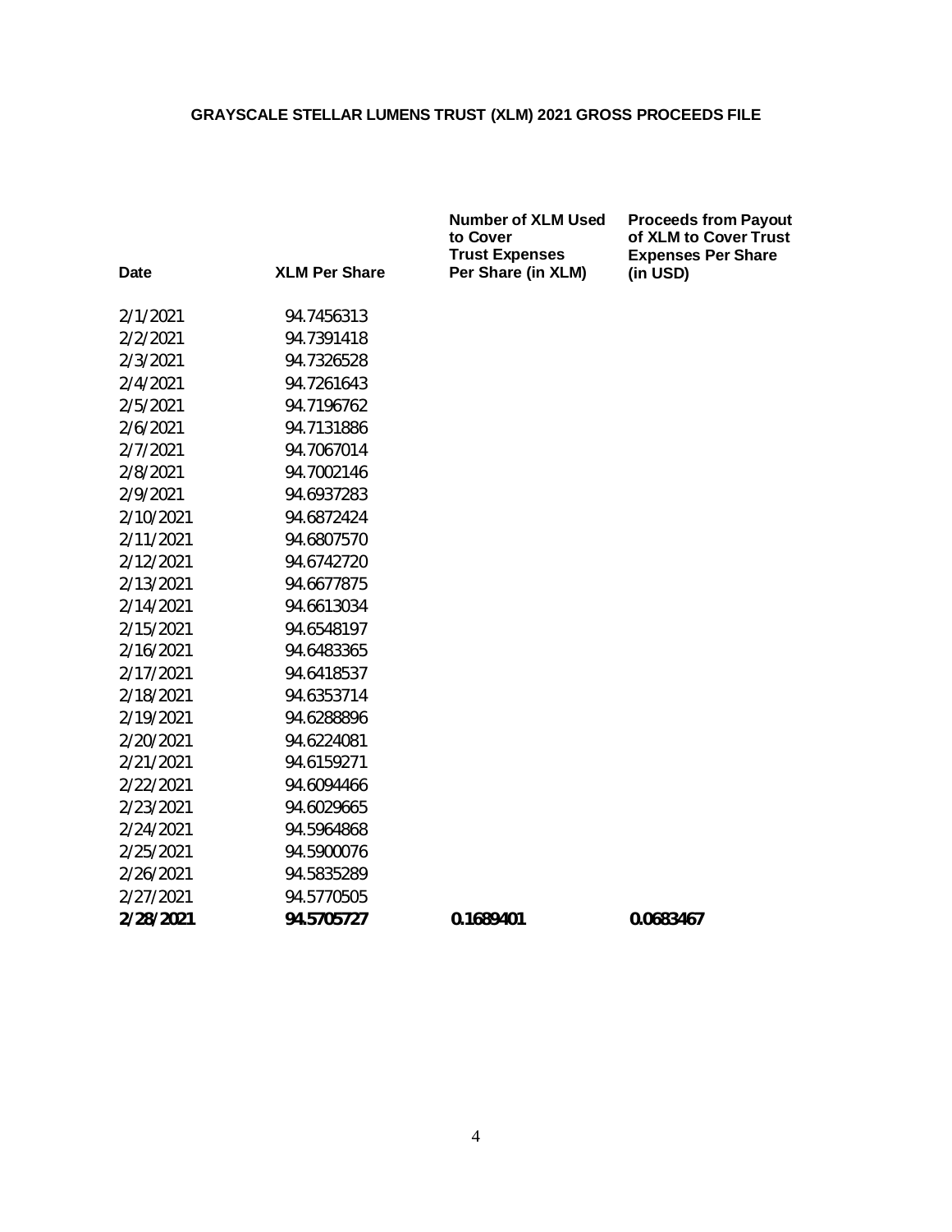**GRAYSCALE STELLAR LUMENS TRUST (XLM) 2021 GROSS PROCEEDS FILE**

| Date | XLM Per Share | Number of XLM Used to Cover Trust Expenses Per Share (in XLM) | Proceeds from Payout of XLM to Cover Trust Expenses Per Share (in USD) |
|---|---|---|---|
| 2/1/2021 | 94.7456313 | | |
| 2/2/2021 | 94.7391418 | | |
| 2/3/2021 | 94.7326528 | | |
| 2/4/2021 | 94.7261643 | | |
| 2/5/2021 | 94.7196762 | | |
| 2/6/2021 | 94.7131886 | | |
| 2/7/2021 | 94.7067014 | | |
| 2/8/2021 | 94.7002146 | | |
| 2/9/2021 | 94.6937283 | | |
| 2/10/2021 | 94.6872424 | | |
| 2/11/2021 | 94.6807570 | | |
| 2/12/2021 | 94.6742720 | | |
| 2/13/2021 | 94.6677875 | | |
| 2/14/2021 | 94.6613034 | | |
| 2/15/2021 | 94.6548197 | | |
| 2/16/2021 | 94.6483365 | | |
| 2/17/2021 | 94.6418537 | | |
| 2/18/2021 | 94.6353714 | | |
| 2/19/2021 | 94.6288896 | | |
| 2/20/2021 | 94.6224081 | | |
| 2/21/2021 | 94.6159271 | | |
| 2/22/2021 | 94.6094466 | | |
| 2/23/2021 | 94.6029665 | | |
| 2/24/2021 | 94.5964868 | | |
| 2/25/2021 | 94.5900076 | | |
| 2/26/2021 | 94.5835289 | | |
| 2/27/2021 | 94.5770505 | | |
| **2/28/2021** | **94.5705727** | **0.1689401** | **0.0683467** |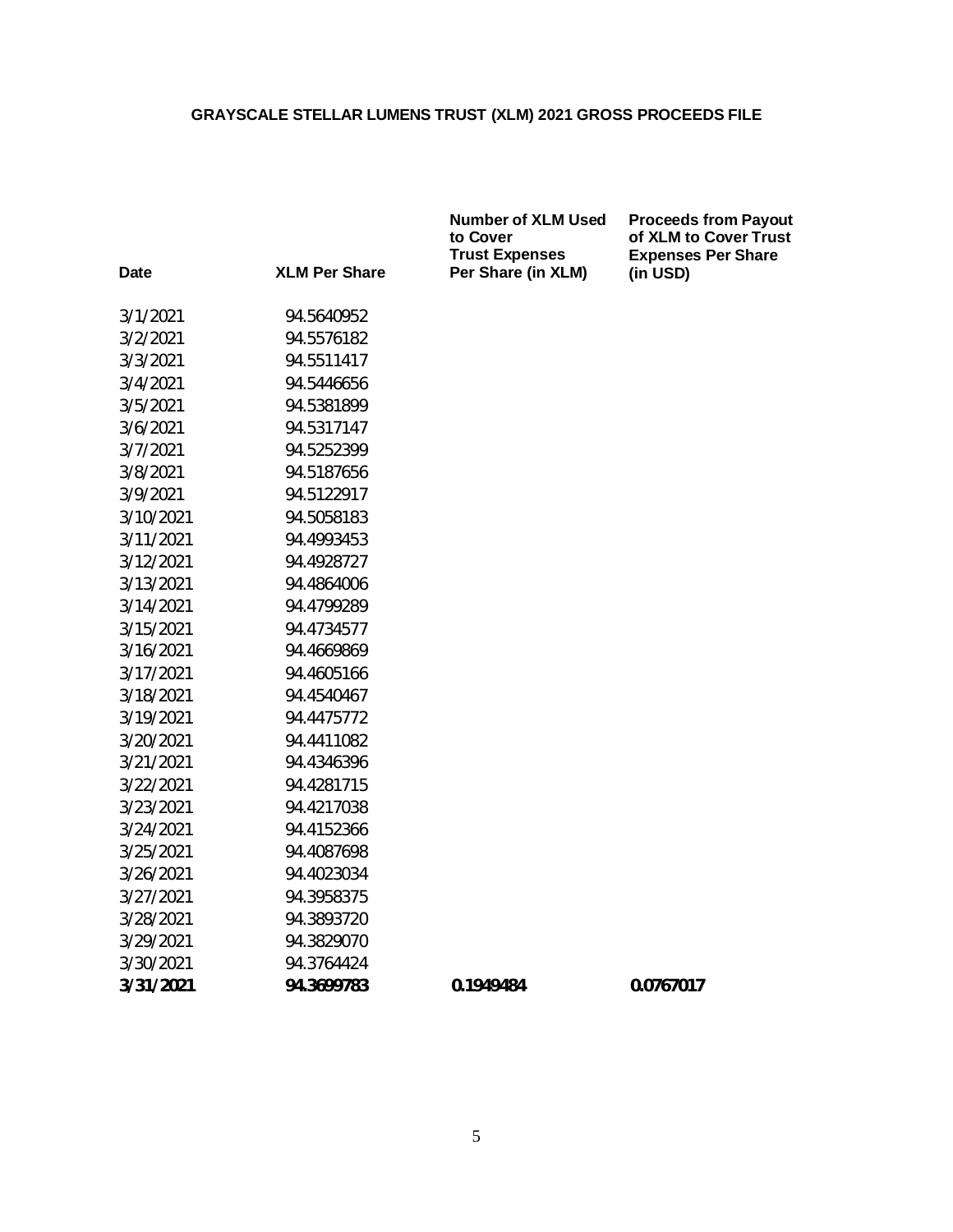**GRAYSCALE STELLAR LUMENS TRUST (XLM) 2021 GROSS PROCEEDS FILE**

| Date | XLM Per Share | Number of XLM Used to Cover Trust Expenses Per Share (in XLM) | Proceeds from Payout of XLM to Cover Trust Expenses Per Share (in USD) |
|---|---|---|---|
| 3/1/2021 | 94.5640952 | | |
| 3/2/2021 | 94.5576182 | | |
| 3/3/2021 | 94.5511417 | | |
| 3/4/2021 | 94.5446656 | | |
| 3/5/2021 | 94.5381899 | | |
| 3/6/2021 | 94.5317147 | | |
| 3/7/2021 | 94.5252399 | | |
| 3/8/2021 | 94.5187656 | | |
| 3/9/2021 | 94.5122917 | | |
| 3/10/2021 | 94.5058183 | | |
| 3/11/2021 | 94.4993453 | | |
| 3/12/2021 | 94.4928727 | | |
| 3/13/2021 | 94.4864006 | | |
| 3/14/2021 | 94.4799289 | | |
| 3/15/2021 | 94.4734577 | | |
| 3/16/2021 | 94.4669869 | | |
| 3/17/2021 | 94.4605166 | | |
| 3/18/2021 | 94.4540467 | | |
| 3/19/2021 | 94.4475772 | | |
| 3/20/2021 | 94.4411082 | | |
| 3/21/2021 | 94.4346396 | | |
| 3/22/2021 | 94.4281715 | | |
| 3/23/2021 | 94.4217038 | | |
| 3/24/2021 | 94.4152366 | | |
| 3/25/2021 | 94.4087698 | | |
| 3/26/2021 | 94.4023034 | | |
| 3/27/2021 | 94.3958375 | | |
| 3/28/2021 | 94.3893720 | | |
| 3/29/2021 | 94.3829070 | | |
| 3/30/2021 | 94.3764424 | | |
| **3/31/2021** | **94.3699783** | **0.1949484** | **0.0767017** |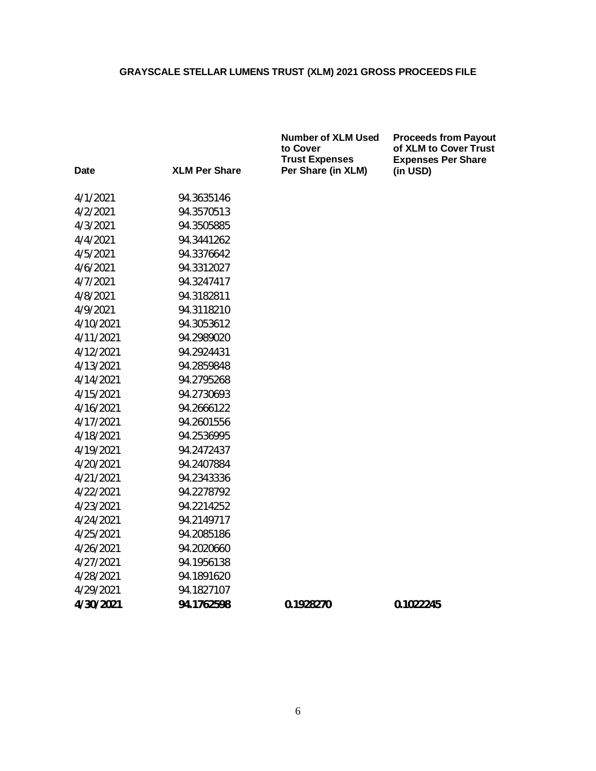## GRAYSCALE STELLAR LUMENS TRUST (XLM) 2021 GROSS PROCEEDS FILE

| Date | XLM Per Share | Number of XLM Used to Cover Trust Expenses Per Share (in XLM) | Proceeds from Payout of XLM to Cover Trust Expenses Per Share (in USD) |
|---|---|---|---|
| 4/1/2021 | 94.3635146 | | |
| 4/2/2021 | 94.3570513 | | |
| 4/3/2021 | 94.3505885 | | |
| 4/4/2021 | 94.3441262 | | |
| 4/5/2021 | 94.3376642 | | |
| 4/6/2021 | 94.3312027 | | |
| 4/7/2021 | 94.3247417 | | |
| 4/8/2021 | 94.3182811 | | |
| 4/9/2021 | 94.3118210 | | |
| 4/10/2021 | 94.3053612 | | |
| 4/11/2021 | 94.2989020 | | |
| 4/12/2021 | 94.2924431 | | |
| 4/13/2021 | 94.2859848 | | |
| 4/14/2021 | 94.2795268 | | |
| 4/15/2021 | 94.2730693 | | |
| 4/16/2021 | 94.2666122 | | |
| 4/17/2021 | 94.2601556 | | |
| 4/18/2021 | 94.2536995 | | |
| 4/19/2021 | 94.2472437 | | |
| 4/20/2021 | 94.2407884 | | |
| 4/21/2021 | 94.2343336 | | |
| 4/22/2021 | 94.2278792 | | |
| 4/23/2021 | 94.2214252 | | |
| 4/24/2021 | 94.2149717 | | |
| 4/25/2021 | 94.2085186 | | |
| 4/26/2021 | 94.2020660 | | |
| 4/27/2021 | 94.1956138 | | |
| 4/28/2021 | 94.1891620 | | |
| 4/29/2021 | 94.1827107 | | |
| **4/30/2021** | **94.1762598** | **0.1928270** | **0.1022245** |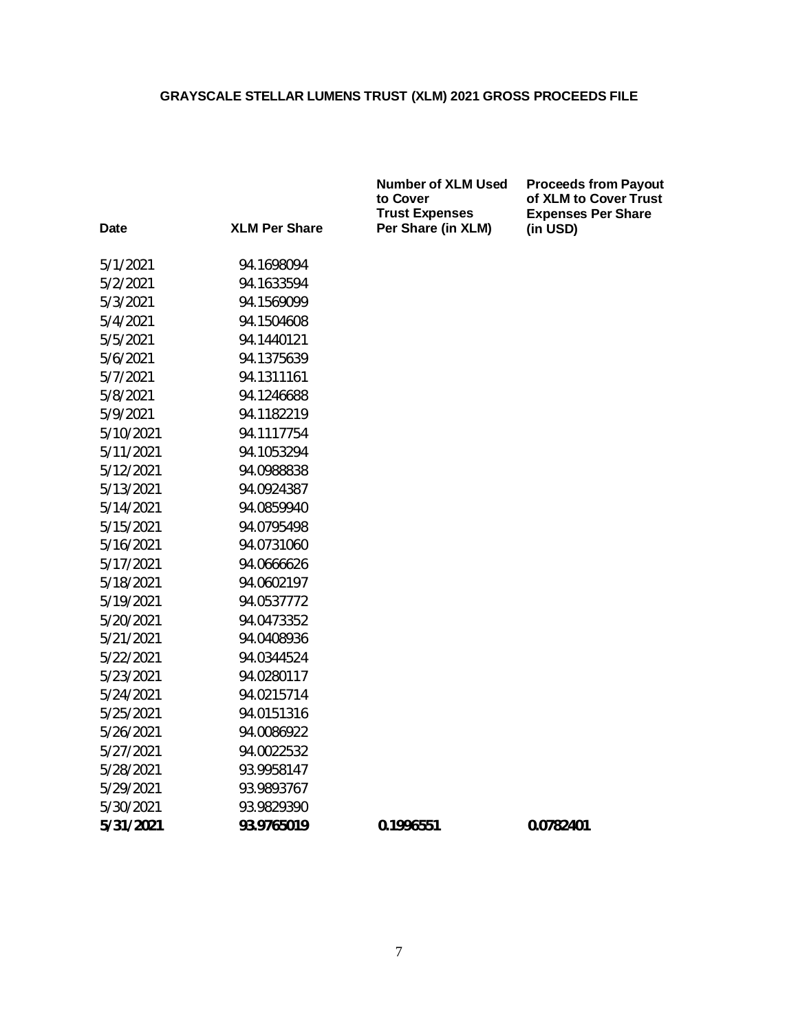# GRAYSCALE STELLAR LUMENS TRUST (XLM) 2021 GROSS PROCEEDS FILE

| Date | XLM Per Share | Number of XLM Used to Cover Trust Expenses Per Share (in XLM) | Proceeds from Payout of XLM to Cover Trust Expenses Per Share (in USD) |
|---|---|---|---|
| 5/1/2021 | 94.1698094 | | |
| 5/2/2021 | 94.1633594 | | |
| 5/3/2021 | 94.1569099 | | |
| 5/4/2021 | 94.1504608 | | |
| 5/5/2021 | 94.1440121 | | |
| 5/6/2021 | 94.1375639 | | |
| 5/7/2021 | 94.1311161 | | |
| 5/8/2021 | 94.1246688 | | |
| 5/9/2021 | 94.1182219 | | |
| 5/10/2021 | 94.1117754 | | |
| 5/11/2021 | 94.1053294 | | |
| 5/12/2021 | 94.0988838 | | |
| 5/13/2021 | 94.0924387 | | |
| 5/14/2021 | 94.0859940 | | |
| 5/15/2021 | 94.0795498 | | |
| 5/16/2021 | 94.0731060 | | |
| 5/17/2021 | 94.0666626 | | |
| 5/18/2021 | 94.0602197 | | |
| 5/19/2021 | 94.0537772 | | |
| 5/20/2021 | 94.0473352 | | |
| 5/21/2021 | 94.0408936 | | |
| 5/22/2021 | 94.0344524 | | |
| 5/23/2021 | 94.0280117 | | |
| 5/24/2021 | 94.0215714 | | |
| 5/25/2021 | 94.0151316 | | |
| 5/26/2021 | 94.0086922 | | |
| 5/27/2021 | 94.0022532 | | |
| 5/28/2021 | 93.9958147 | | |
| 5/29/2021 | 93.9893767 | | |
| 5/30/2021 | 93.9829390 | | |
| **5/31/2021** | **93.9765019** | **0.1996551** | **0.0782401** |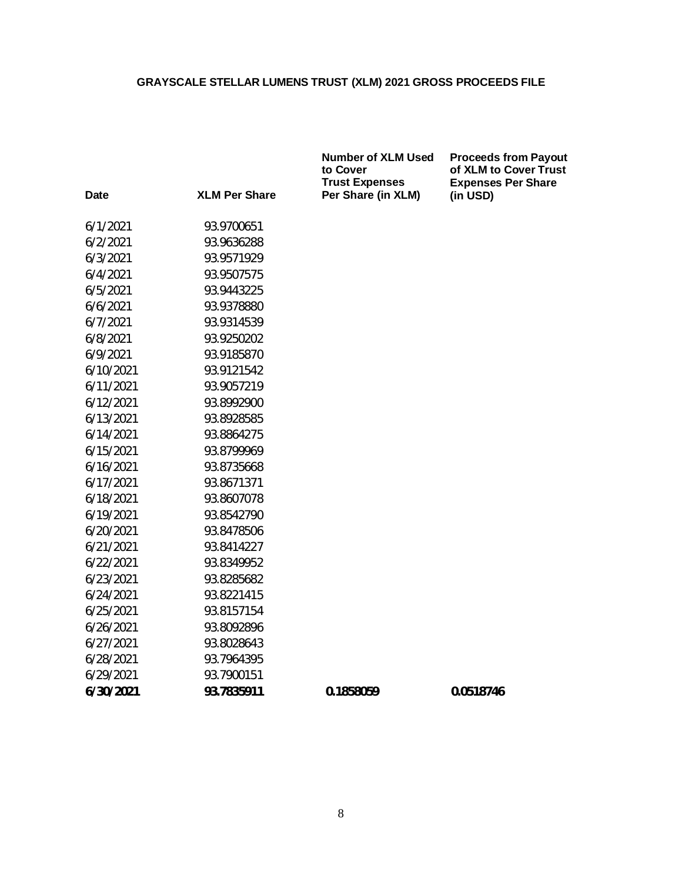**GRAYSCALE STELLAR LUMENS TRUST (XLM) 2021 GROSS PROCEEDS FILE**

| Date | XLM Per Share | Number of XLM Used to Cover Trust Expenses Per Share (in XLM) | Proceeds from Payout of XLM to Cover Trust Expenses Per Share (in USD) |
|---|---|---|---|
| 6/1/2021 | 93.9700651 | | |
| 6/2/2021 | 93.9636288 | | |
| 6/3/2021 | 93.9571929 | | |
| 6/4/2021 | 93.9507575 | | |
| 6/5/2021 | 93.9443225 | | |
| 6/6/2021 | 93.9378880 | | |
| 6/7/2021 | 93.9314539 | | |
| 6/8/2021 | 93.9250202 | | |
| 6/9/2021 | 93.9185870 | | |
| 6/10/2021 | 93.9121542 | | |
| 6/11/2021 | 93.9057219 | | |
| 6/12/2021 | 93.8992900 | | |
| 6/13/2021 | 93.8928585 | | |
| 6/14/2021 | 93.8864275 | | |
| 6/15/2021 | 93.8799969 | | |
| 6/16/2021 | 93.8735668 | | |
| 6/17/2021 | 93.8671371 | | |
| 6/18/2021 | 93.8607078 | | |
| 6/19/2021 | 93.8542790 | | |
| 6/20/2021 | 93.8478506 | | |
| 6/21/2021 | 93.8414227 | | |
| 6/22/2021 | 93.8349952 | | |
| 6/23/2021 | 93.8285682 | | |
| 6/24/2021 | 93.8221415 | | |
| 6/25/2021 | 93.8157154 | | |
| 6/26/2021 | 93.8092896 | | |
| 6/27/2021 | 93.8028643 | | |
| 6/28/2021 | 93.7964395 | | |
| 6/29/2021 | 93.7900151 | | |
| **6/30/2021** | **93.7835911** | **0.1858059** | **0.0518746** |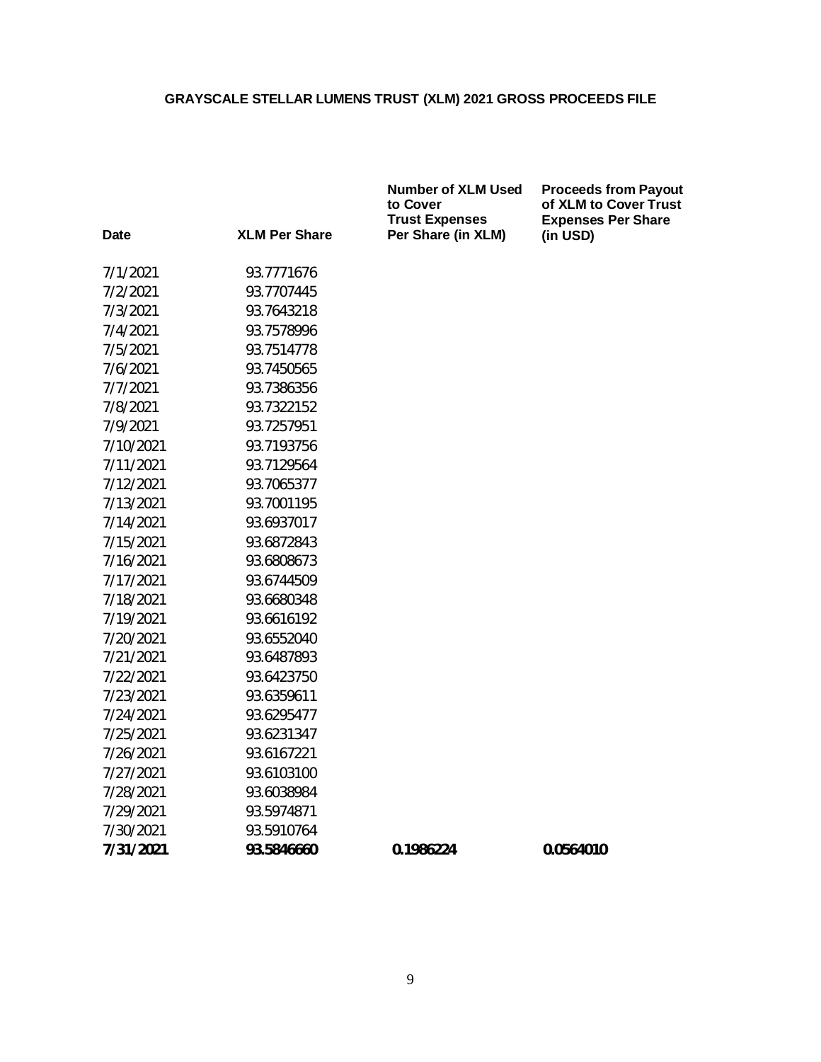# GRAYSCALE STELLAR LUMENS TRUST (XLM) 2021 GROSS PROCEEDS FILE

| Date | XLM Per Share | Number of XLM Used to Cover Trust Expenses Per Share (in XLM) | Proceeds from Payout of XLM to Cover Trust Expenses Per Share (in USD) |
|---|---|---|---|
| 7/1/2021 | 93.7771676 | | |
| 7/2/2021 | 93.7707445 | | |
| 7/3/2021 | 93.7643218 | | |
| 7/4/2021 | 93.7578996 | | |
| 7/5/2021 | 93.7514778 | | |
| 7/6/2021 | 93.7450565 | | |
| 7/7/2021 | 93.7386356 | | |
| 7/8/2021 | 93.7322152 | | |
| 7/9/2021 | 93.7257951 | | |
| 7/10/2021 | 93.7193756 | | |
| 7/11/2021 | 93.7129564 | | |
| 7/12/2021 | 93.7065377 | | |
| 7/13/2021 | 93.7001195 | | |
| 7/14/2021 | 93.6937017 | | |
| 7/15/2021 | 93.6872843 | | |
| 7/16/2021 | 93.6808673 | | |
| 7/17/2021 | 93.6744509 | | |
| 7/18/2021 | 93.6680348 | | |
| 7/19/2021 | 93.6616192 | | |
| 7/20/2021 | 93.6552040 | | |
| 7/21/2021 | 93.6487893 | | |
| 7/22/2021 | 93.6423750 | | |
| 7/23/2021 | 93.6359611 | | |
| 7/24/2021 | 93.6295477 | | |
| 7/25/2021 | 93.6231347 | | |
| 7/26/2021 | 93.6167221 | | |
| 7/27/2021 | 93.6103100 | | |
| 7/28/2021 | 93.6038984 | | |
| 7/29/2021 | 93.5974871 | | |
| 7/30/2021 | 93.5910764 | | |
| **7/31/2021** | **93.5846660** | **0.1986224** | **0.0564010** |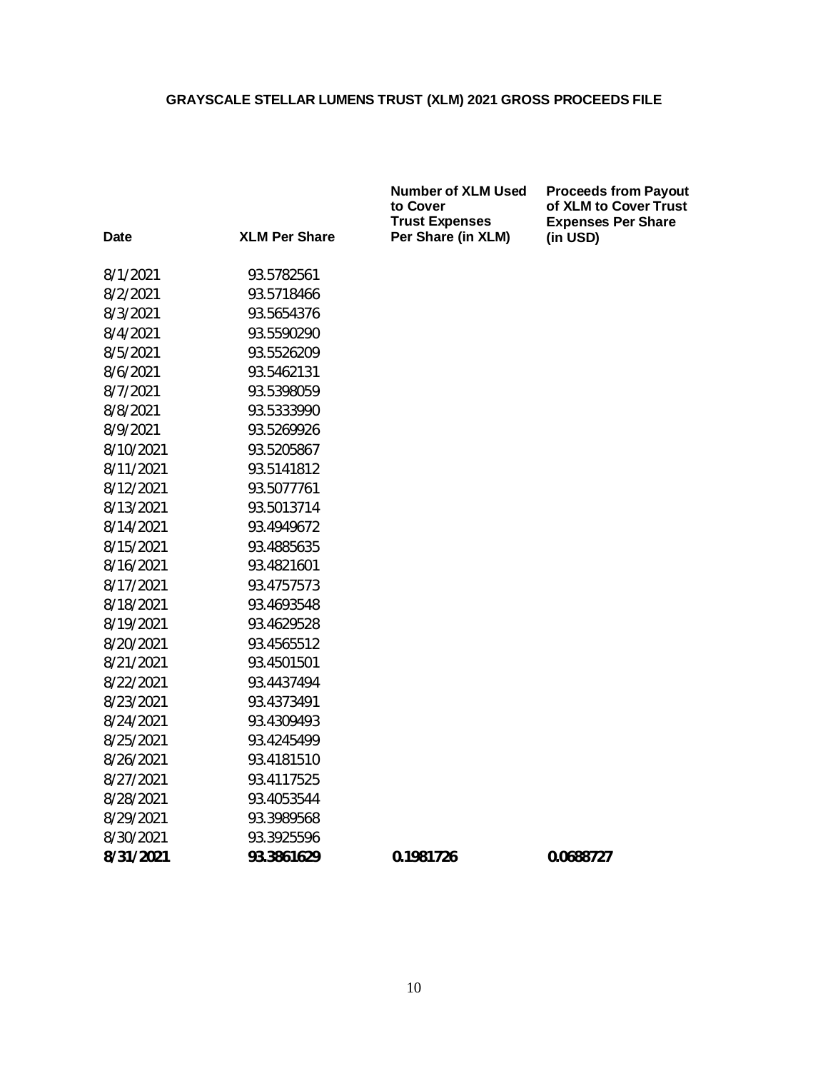# GRAYSCALE STELLAR LUMENS TRUST (XLM) 2021 GROSS PROCEEDS FILE

| Date | XLM Per Share | Number of XLM Used to Cover Trust Expenses Per Share (in XLM) | Proceeds from Payout of XLM to Cover Trust Expenses Per Share (in USD) |
|---|---|---|---|
| 8/1/2021 | 93.5782561 | | |
| 8/2/2021 | 93.5718466 | | |
| 8/3/2021 | 93.5654376 | | |
| 8/4/2021 | 93.5590290 | | |
| 8/5/2021 | 93.5526209 | | |
| 8/6/2021 | 93.5462131 | | |
| 8/7/2021 | 93.5398059 | | |
| 8/8/2021 | 93.5333990 | | |
| 8/9/2021 | 93.5269926 | | |
| 8/10/2021 | 93.5205867 | | |
| 8/11/2021 | 93.5141812 | | |
| 8/12/2021 | 93.5077761 | | |
| 8/13/2021 | 93.5013714 | | |
| 8/14/2021 | 93.4949672 | | |
| 8/15/2021 | 93.4885635 | | |
| 8/16/2021 | 93.4821601 | | |
| 8/17/2021 | 93.4757573 | | |
| 8/18/2021 | 93.4693548 | | |
| 8/19/2021 | 93.4629528 | | |
| 8/20/2021 | 93.4565512 | | |
| 8/21/2021 | 93.4501501 | | |
| 8/22/2021 | 93.4437494 | | |
| 8/23/2021 | 93.4373491 | | |
| 8/24/2021 | 93.4309493 | | |
| 8/25/2021 | 93.4245499 | | |
| 8/26/2021 | 93.4181510 | | |
| 8/27/2021 | 93.4117525 | | |
| 8/28/2021 | 93.4053544 | | |
| 8/29/2021 | 93.3989568 | | |
| 8/30/2021 | 93.3925596 | | |
| **8/31/2021** | **93.3861629** | **0.1981726** | **0.0688727** |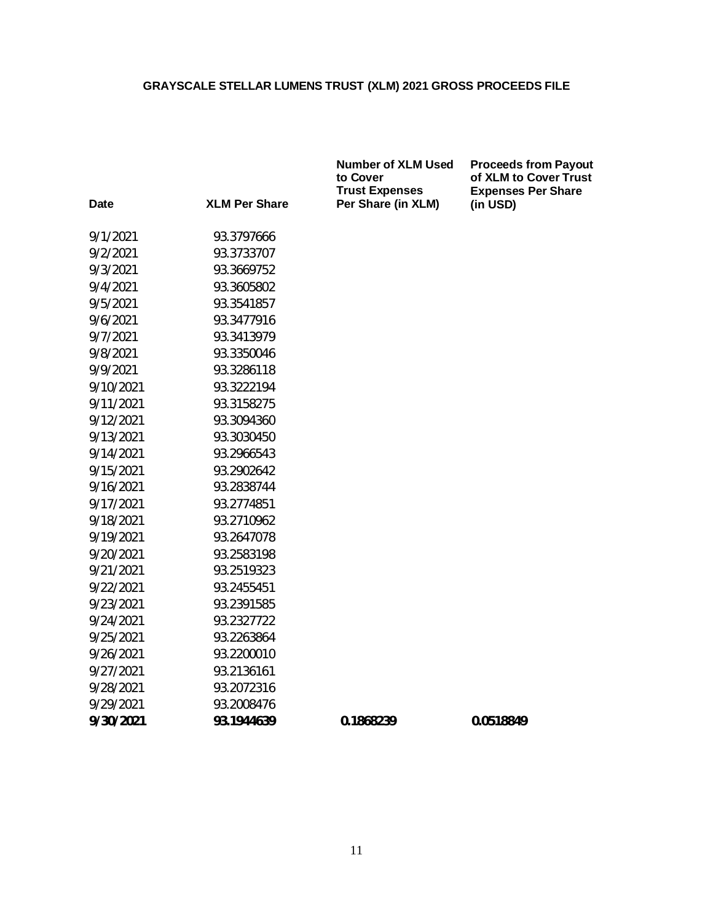**GRAYSCALE STELLAR LUMENS TRUST (XLM) 2021 GROSS PROCEEDS FILE**

| Date | XLM Per Share | Number of XLM Used to Cover Trust Expenses Per Share (in XLM) | Proceeds from Payout of XLM to Cover Trust Expenses Per Share (in USD) |
|---|---|---|---|
| 9/1/2021 | 93.3797666 | | |
| 9/2/2021 | 93.3733707 | | |
| 9/3/2021 | 93.3669752 | | |
| 9/4/2021 | 93.3605802 | | |
| 9/5/2021 | 93.3541857 | | |
| 9/6/2021 | 93.3477916 | | |
| 9/7/2021 | 93.3413979 | | |
| 9/8/2021 | 93.3350046 | | |
| 9/9/2021 | 93.3286118 | | |
| 9/10/2021 | 93.3222194 | | |
| 9/11/2021 | 93.3158275 | | |
| 9/12/2021 | 93.3094360 | | |
| 9/13/2021 | 93.3030450 | | |
| 9/14/2021 | 93.2966543 | | |
| 9/15/2021 | 93.2902642 | | |
| 9/16/2021 | 93.2838744 | | |
| 9/17/2021 | 93.2774851 | | |
| 9/18/2021 | 93.2710962 | | |
| 9/19/2021 | 93.2647078 | | |
| 9/20/2021 | 93.2583198 | | |
| 9/21/2021 | 93.2519323 | | |
| 9/22/2021 | 93.2455451 | | |
| 9/23/2021 | 93.2391585 | | |
| 9/24/2021 | 93.2327722 | | |
| 9/25/2021 | 93.2263864 | | |
| 9/26/2021 | 93.2200010 | | |
| 9/27/2021 | 93.2136161 | | |
| 9/28/2021 | 93.2072316 | | |
| 9/29/2021 | 93.2008476 | | |
| **9/30/2021** | **93.1944639** | **0.1868239** | **0.0518849** |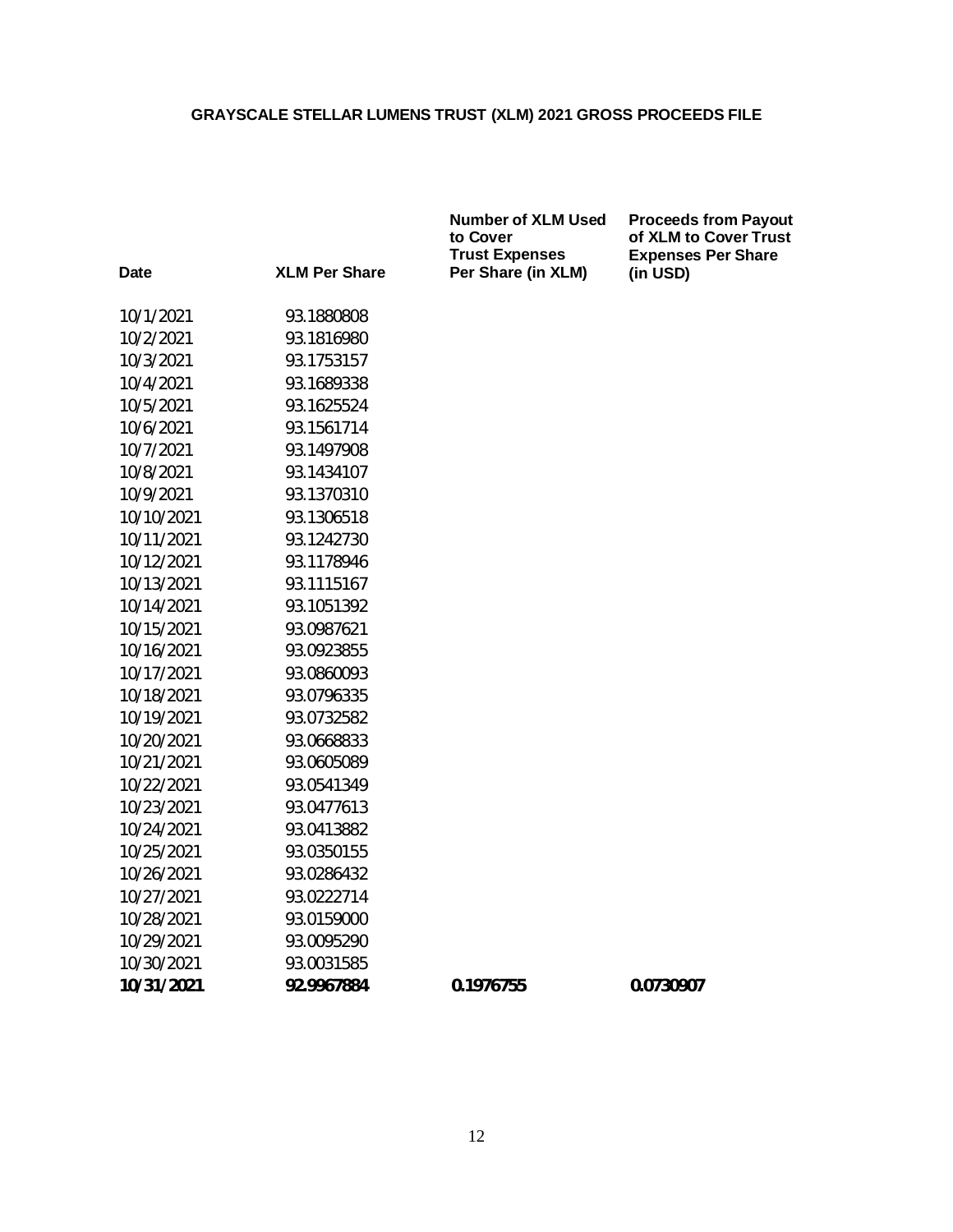# GRAYSCALE STELLAR LUMENS TRUST (XLM) 2021 GROSS PROCEEDS FILE

| Date | XLM Per Share | Number of XLM Used to Cover Trust Expenses Per Share (in XLM) | Proceeds from Payout of XLM to Cover Trust Expenses Per Share (in USD) |
|---|---|---|---|
| 10/1/2021 | 93.1880808 | | |
| 10/2/2021 | 93.1816980 | | |
| 10/3/2021 | 93.1753157 | | |
| 10/4/2021 | 93.1689338 | | |
| 10/5/2021 | 93.1625524 | | |
| 10/6/2021 | 93.1561714 | | |
| 10/7/2021 | 93.1497908 | | |
| 10/8/2021 | 93.1434107 | | |
| 10/9/2021 | 93.1370310 | | |
| 10/10/2021 | 93.1306518 | | |
| 10/11/2021 | 93.1242730 | | |
| 10/12/2021 | 93.1178946 | | |
| 10/13/2021 | 93.1115167 | | |
| 10/14/2021 | 93.1051392 | | |
| 10/15/2021 | 93.0987621 | | |
| 10/16/2021 | 93.0923855 | | |
| 10/17/2021 | 93.0860093 | | |
| 10/18/2021 | 93.0796335 | | |
| 10/19/2021 | 93.0732582 | | |
| 10/20/2021 | 93.0668833 | | |
| 10/21/2021 | 93.0605089 | | |
| 10/22/2021 | 93.0541349 | | |
| 10/23/2021 | 93.0477613 | | |
| 10/24/2021 | 93.0413882 | | |
| 10/25/2021 | 93.0350155 | | |
| 10/26/2021 | 93.0286432 | | |
| 10/27/2021 | 93.0222714 | | |
| 10/28/2021 | 93.0159000 | | |
| 10/29/2021 | 93.0095290 | | |
| 10/30/2021 | 93.0031585 | | |
| **10/31/2021** | **92.9967884** | **0.1976755** | **0.0730907** |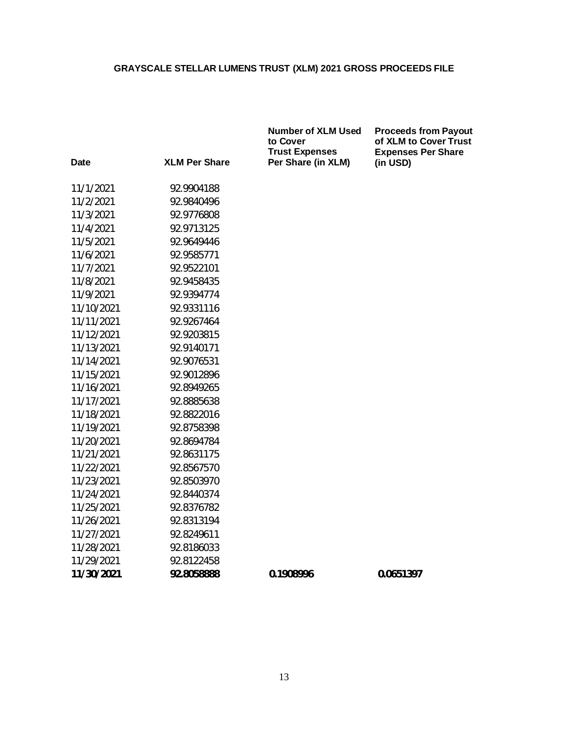# GRAYSCALE STELLAR LUMENS TRUST (XLM) 2021 GROSS PROCEEDS FILE

| Date | XLM Per Share | Number of XLM Used to Cover Trust Expenses Per Share (in XLM) | Proceeds from Payout of XLM to Cover Trust Expenses Per Share (in USD) |
|---|---|---|---|
| 11/1/2021 | 92.9904188 | | |
| 11/2/2021 | 92.9840496 | | |
| 11/3/2021 | 92.9776808 | | |
| 11/4/2021 | 92.9713125 | | |
| 11/5/2021 | 92.9649446 | | |
| 11/6/2021 | 92.9585771 | | |
| 11/7/2021 | 92.9522101 | | |
| 11/8/2021 | 92.9458435 | | |
| 11/9/2021 | 92.9394774 | | |
| 11/10/2021 | 92.9331116 | | |
| 11/11/2021 | 92.9267464 | | |
| 11/12/2021 | 92.9203815 | | |
| 11/13/2021 | 92.9140171 | | |
| 11/14/2021 | 92.9076531 | | |
| 11/15/2021 | 92.9012896 | | |
| 11/16/2021 | 92.8949265 | | |
| 11/17/2021 | 92.8885638 | | |
| 11/18/2021 | 92.8822016 | | |
| 11/19/2021 | 92.8758398 | | |
| 11/20/2021 | 92.8694784 | | |
| 11/21/2021 | 92.8631175 | | |
| 11/22/2021 | 92.8567570 | | |
| 11/23/2021 | 92.8503970 | | |
| 11/24/2021 | 92.8440374 | | |
| 11/25/2021 | 92.8376782 | | |
| 11/26/2021 | 92.8313194 | | |
| 11/27/2021 | 92.8249611 | | |
| 11/28/2021 | 92.8186033 | | |
| 11/29/2021 | 92.8122458 | | |
| **11/30/2021** | **92.8058888** | **0.1908996** | **0.0651397** |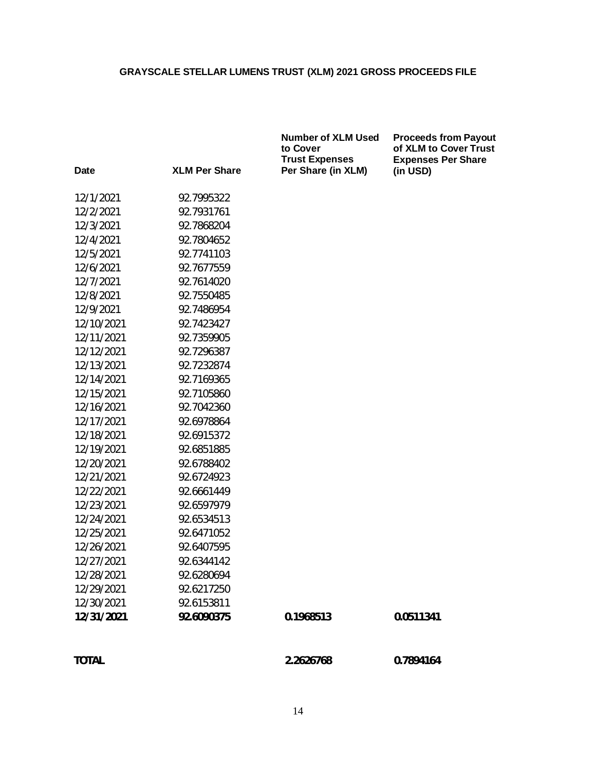**GRAYSCALE STELLAR LUMENS TRUST (XLM) 2021 GROSS PROCEEDS FILE**

| Date | XLM Per Share | Number of XLM Used to Cover Trust Expenses Per Share (in XLM) | Proceeds from Payout of XLM to Cover Trust Expenses Per Share (in USD) |
|---|---|---|---|
| 12/1/2021 | 92.7995322 | | |
| 12/2/2021 | 92.7931761 | | |
| 12/3/2021 | 92.7868204 | | |
| 12/4/2021 | 92.7804652 | | |
| 12/5/2021 | 92.7741103 | | |
| 12/6/2021 | 92.7677559 | | |
| 12/7/2021 | 92.7614020 | | |
| 12/8/2021 | 92.7550485 | | |
| 12/9/2021 | 92.7486954 | | |
| 12/10/2021 | 92.7423427 | | |
| 12/11/2021 | 92.7359905 | | |
| 12/12/2021 | 92.7296387 | | |
| 12/13/2021 | 92.7232874 | | |
| 12/14/2021 | 92.7169365 | | |
| 12/15/2021 | 92.7105860 | | |
| 12/16/2021 | 92.7042360 | | |
| 12/17/2021 | 92.6978864 | | |
| 12/18/2021 | 92.6915372 | | |
| 12/19/2021 | 92.6851885 | | |
| 12/20/2021 | 92.6788402 | | |
| 12/21/2021 | 92.6724923 | | |
| 12/22/2021 | 92.6661449 | | |
| 12/23/2021 | 92.6597979 | | |
| 12/24/2021 | 92.6534513 | | |
| 12/25/2021 | 92.6471052 | | |
| 12/26/2021 | 92.6407595 | | |
| 12/27/2021 | 92.6344142 | | |
| 12/28/2021 | 92.6280694 | | |
| 12/29/2021 | 92.6217250 | | |
| 12/30/2021 | 92.6153811 | | |
| **12/31/2021** | **92.6090375** | **0.1968513** | **0.0511341** |
| | | | |
| **TOTAL** | | **2.2626768** | **0.7894164** |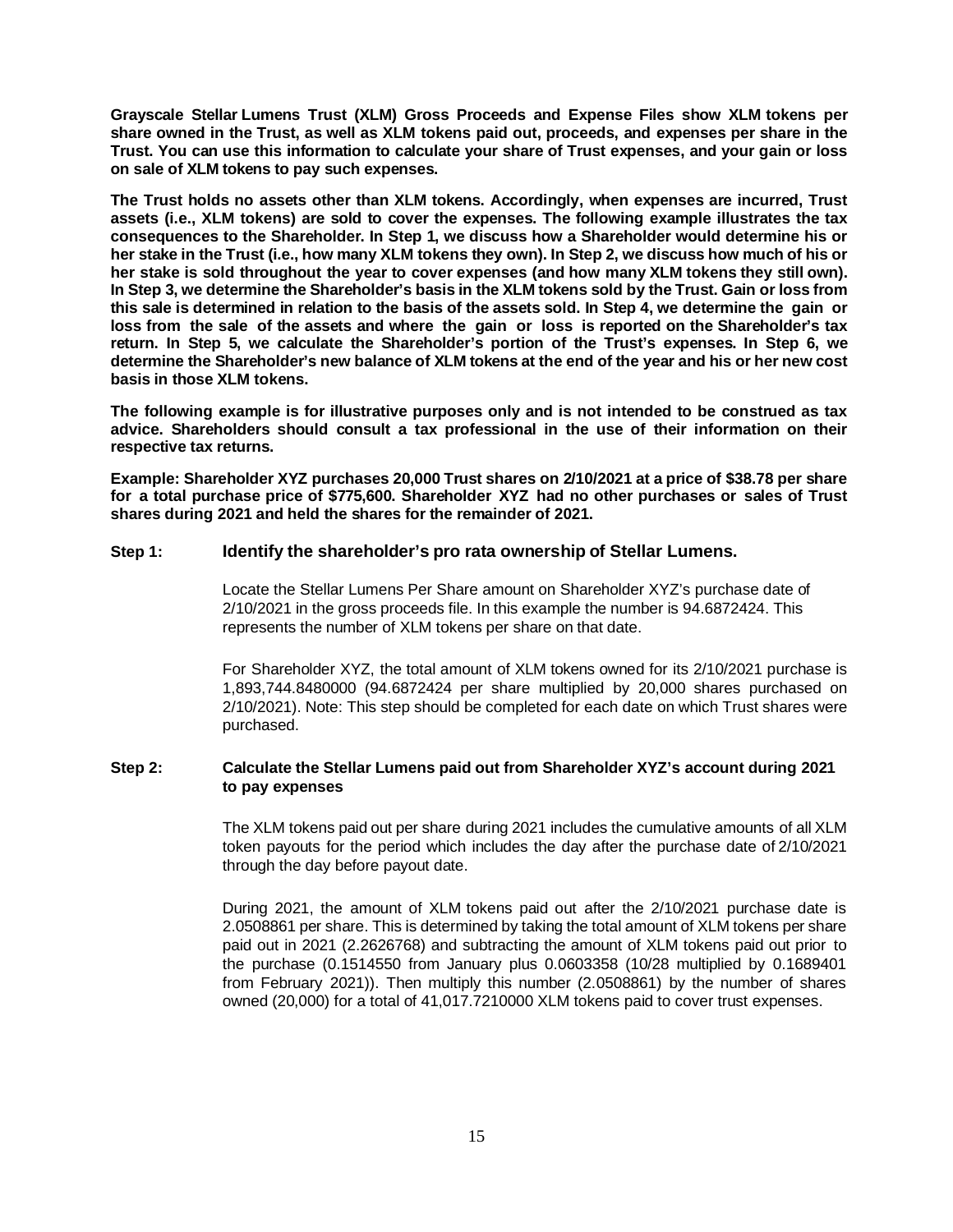**Grayscale Stellar Lumens Trust (XLM) Gross Proceeds and Expense Files show XLM tokens per share owned in the Trust, as well as XLM tokens paid out, proceeds, and expenses per share in the Trust. You can use this information to calculate your share of Trust expenses, and your gain or loss on sale of XLM tokens to pay such expenses.**

**The Trust holds no assets other than XLM tokens. Accordingly, when expenses are incurred, Trust assets (i.e., XLM tokens) are sold to cover the expenses. The following example illustrates the tax consequences to the Shareholder. In Step 1, we discuss how a Shareholder would determine his or her stake in the Trust (i.e., how many XLM tokens they own). In Step 2, we discuss how much of his or her stake is sold throughout the year to cover expenses (and how many XLM tokens they still own). In Step 3, we determine the Shareholder's basis in the XLM tokens sold by the Trust. Gain or loss from this sale is determined in relation to the basis of the assets sold. In Step 4, we determine the gain or loss from the sale of the assets and where the gain or loss is reported on the Shareholder's tax return. In Step 5, we calculate the Shareholder's portion of the Trust's expenses. In Step 6, we determine the Shareholder's new balance of XLM tokens at the end of the year and his or her new cost basis in those XLM tokens.**

**The following example is for illustrative purposes only and is not intended to be construed as tax advice. Shareholders should consult a tax professional in the use of their information on their respective tax returns.**

**Example: Shareholder XYZ purchases 20,000 Trust shares on 2/10/2021 at a price of $38.78 per share for a total purchase price of $775,600. Shareholder XYZ had no other purchases or sales of Trust shares during 2021 and held the shares for the remainder of 2021.**

**Step 1: Identify the shareholder's pro rata ownership of Stellar Lumens.**

Locate the Stellar Lumens Per Share amount on Shareholder XYZ's purchase date of 2/10/2021 in the gross proceeds file. In this example the number is 94.6872424. This represents the number of XLM tokens per share on that date.

For Shareholder XYZ, the total amount of XLM tokens owned for its 2/10/2021 purchase is 1,893,744.8480000 (94.6872424 per share multiplied by 20,000 shares purchased on 2/10/2021). Note: This step should be completed for each date on which Trust shares were purchased.

**Step 2: Calculate the Stellar Lumens paid out from Shareholder XYZ's account during 2021 to pay expenses**

The XLM tokens paid out per share during 2021 includes the cumulative amounts of all XLM token payouts for the period which includes the day after the purchase date of 2/10/2021 through the day before payout date.

During 2021, the amount of XLM tokens paid out after the 2/10/2021 purchase date is 2.0508861 per share. This is determined by taking the total amount of XLM tokens per share paid out in 2021 (2.2626768) and subtracting the amount of XLM tokens paid out prior to the purchase (0.1514550 from January plus 0.0603358 (10/28 multiplied by 0.1689401 from February 2021)). Then multiply this number (2.0508861) by the number of shares owned (20,000) for a total of 41,017.7210000 XLM tokens paid to cover trust expenses.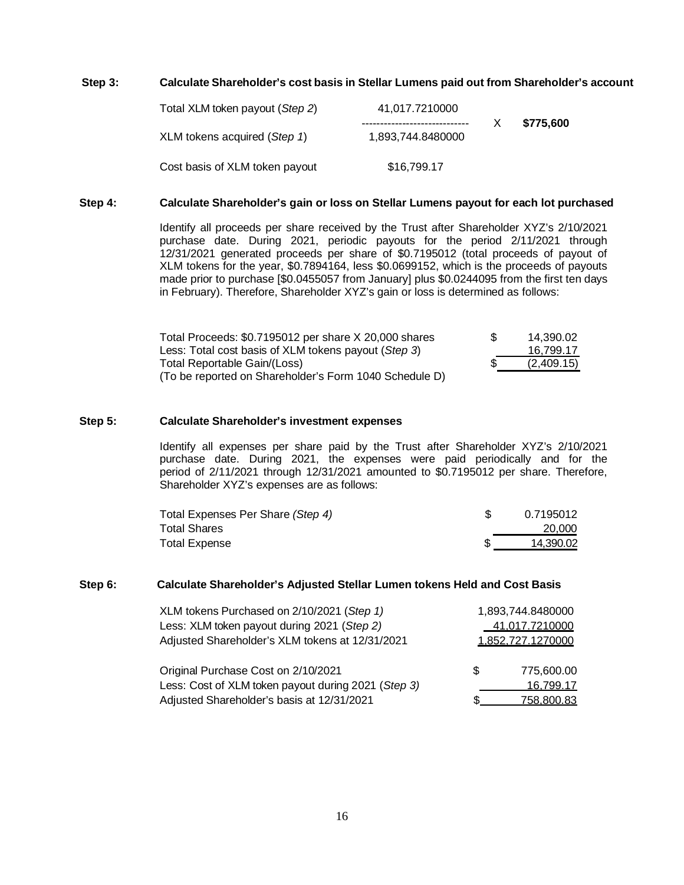**Step 3: Calculate Shareholder's cost basis in Stellar Lumens paid out from Shareholder's account**

| | | | |
|---|---|---|---|
| Total XLM token payout (*Step 2*) | 41,017.7210000 | X | **$775,600** |
| XLM tokens acquired (*Step 1*) | 1,893,744.8480000 | | |
| Cost basis of XLM token payout | $16,799.17 | | |

**Step 4: Calculate Shareholder's gain or loss on Stellar Lumens payout for each lot purchased**

Identify all proceeds per share received by the Trust after Shareholder XYZ's 2/10/2021 purchase date. During 2021, periodic payouts for the period 2/11/2021 through 12/31/2021 generated proceeds per share of $0.7195012 (total proceeds of payout of XLM tokens for the year, $0.7894164, less $0.0699152, which is the proceeds of payouts made prior to purchase [$0.0455057 from January] plus $0.0244095 from the first ten days in February). Therefore, Shareholder XYZ's gain or loss is determined as follows:

| | | |
|---|---|---|
| Total Proceeds: $0.7195012 per share X 20,000 shares | $ | 14,390.02 |
| Less: Total cost basis of XLM tokens payout (*Step 3*) | | 16,799.17 |
| Total Reportable Gain/(Loss) | $ | (2,409.15) |
| (To be reported on Shareholder's Form 1040 Schedule D) | | |

**Step 5: Calculate Shareholder's investment expenses**

Identify all expenses per share paid by the Trust after Shareholder XYZ's 2/10/2021 purchase date. During 2021, the expenses were paid periodically and for the period of 2/11/2021 through 12/31/2021 amounted to $0.7195012 per share. Therefore, Shareholder XYZ's expenses are as follows:

| | | |
|---|---|---|
| Total Expenses Per Share *(Step 4)* | $ | 0.7195012 |
| Total Shares | | 20,000 |
| Total Expense | $ | 14,390.02 |

**Step 6: Calculate Shareholder's Adjusted Stellar Lumen tokens Held and Cost Basis**

| | | |
|---|---|---|
| XLM tokens Purchased on 2/10/2021 (*Step 1)* | | 1,893,744.8480000 |
| Less: XLM token payout during 2021 (*Step 2)* | | 41,017.7210000 |
| Adjusted Shareholder's XLM tokens at 12/31/2021 | | 1,852,727.1270000 |
| | | |
| Original Purchase Cost on 2/10/2021 | $ | 775,600.00 |
| Less: Cost of XLM token payout during 2021 (*Step 3)* | | 16,799.17 |
| Adjusted Shareholder's basis at 12/31/2021 | $ | 758,800.83 |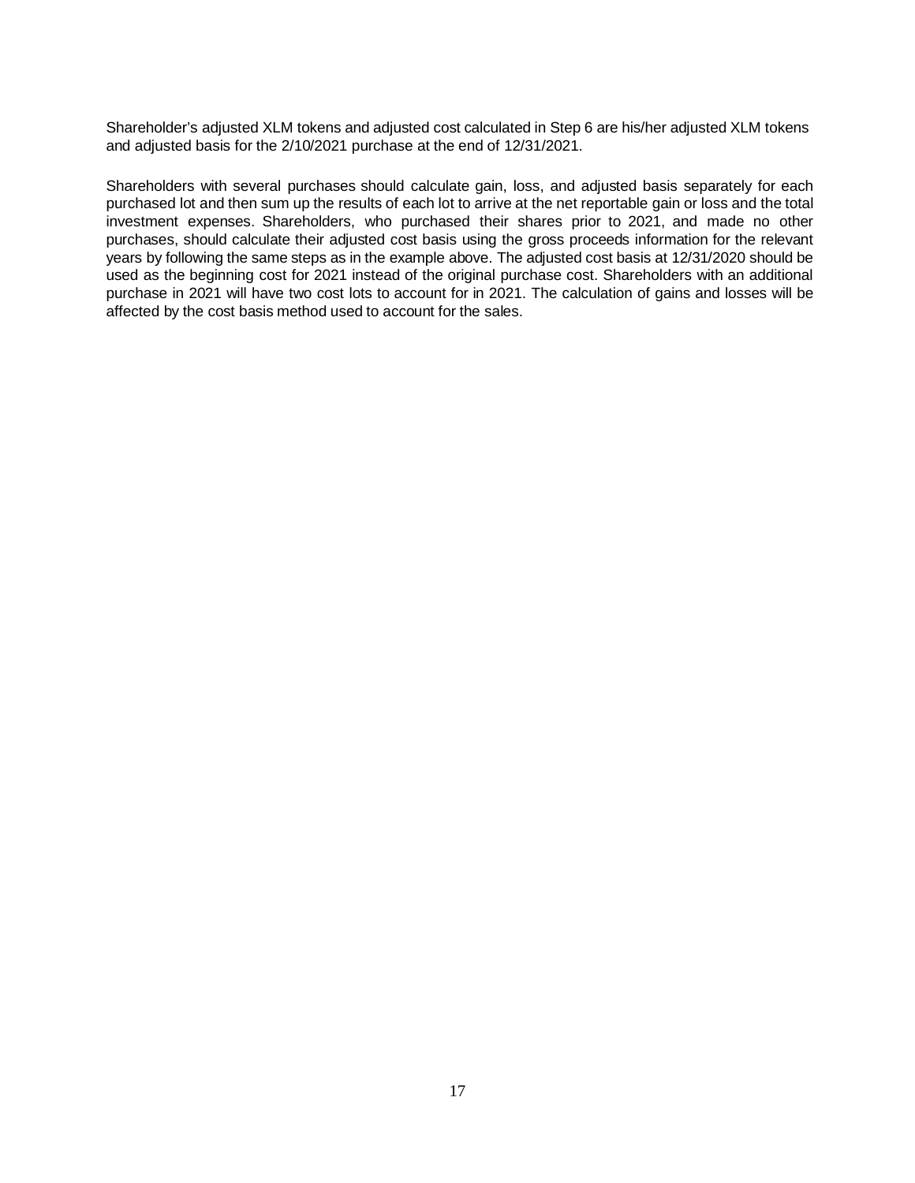Shareholder's adjusted XLM tokens and adjusted cost calculated in Step 6 are his/her adjusted XLM tokens and adjusted basis for the 2/10/2021 purchase at the end of 12/31/2021.

Shareholders with several purchases should calculate gain, loss, and adjusted basis separately for each purchased lot and then sum up the results of each lot to arrive at the net reportable gain or loss and the total investment expenses. Shareholders, who purchased their shares prior to 2021, and made no other purchases, should calculate their adjusted cost basis using the gross proceeds information for the relevant years by following the same steps as in the example above. The adjusted cost basis at 12/31/2020 should be used as the beginning cost for 2021 instead of the original purchase cost. Shareholders with an additional purchase in 2021 will have two cost lots to account for in 2021. The calculation of gains and losses will be affected by the cost basis method used to account for the sales.